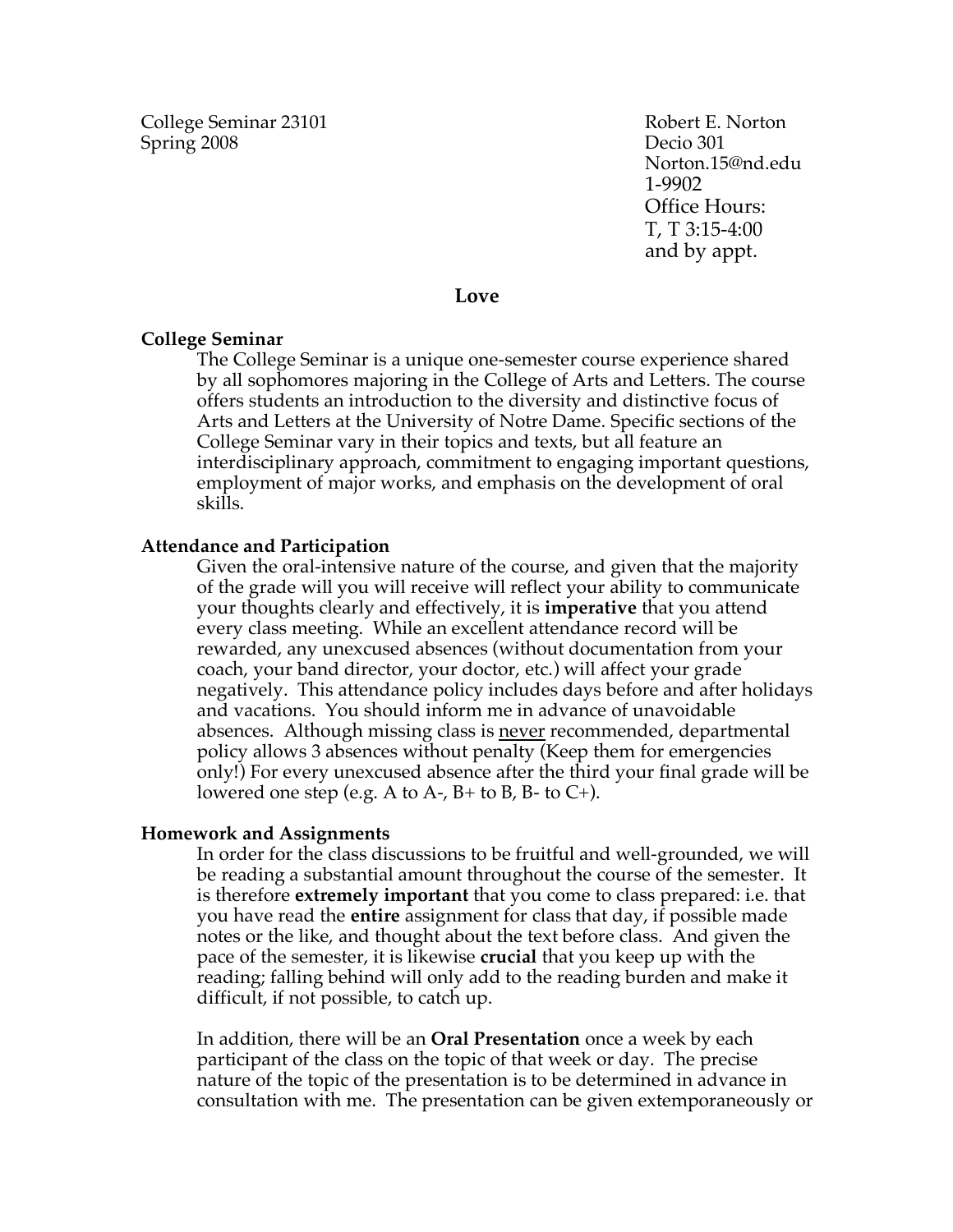College Seminar 23101
Spring 2008

Robert E. Norton
Decio 301
Norton.15@nd.edu
1-9902
Office Hours:
T, T 3:15-4:00
and by appt.

# Love

### College Seminar

The College Seminar is a unique one-semester course experience shared by all sophomores majoring in the College of Arts and Letters. The course offers students an introduction to the diversity and distinctive focus of Arts and Letters at the University of Notre Dame. Specific sections of the College Seminar vary in their topics and texts, but all feature an interdisciplinary approach, commitment to engaging important questions, employment of major works, and emphasis on the development of oral skills.

### Attendance and Participation

Given the oral-intensive nature of the course, and given that the majority of the grade will you will receive will reflect your ability to communicate your thoughts clearly and effectively, it is **imperative** that you attend every class meeting. While an excellent attendance record will be rewarded, any unexcused absences (without documentation from your coach, your band director, your doctor, etc.) will affect your grade negatively. This attendance policy includes days before and after holidays and vacations. You should inform me in advance of unavoidable absences. Although missing class is <u>never</u> recommended, departmental policy allows 3 absences without penalty (Keep them for emergencies only!) For every unexcused absence after the third your final grade will be lowered one step (e.g. A to A-, B+ to B, B- to C+).

### Homework and Assignments

In order for the class discussions to be fruitful and well-grounded, we will be reading a substantial amount throughout the course of the semester. It is therefore **extremely important** that you come to class prepared: i.e. that you have read the **entire** assignment for class that day, if possible made notes or the like, and thought about the text before class. And given the pace of the semester, it is likewise **crucial** that you keep up with the reading; falling behind will only add to the reading burden and make it difficult, if not possible, to catch up.

In addition, there will be an **Oral Presentation** once a week by each participant of the class on the topic of that week or day. The precise nature of the topic of the presentation is to be determined in advance in consultation with me. The presentation can be given extemporaneously or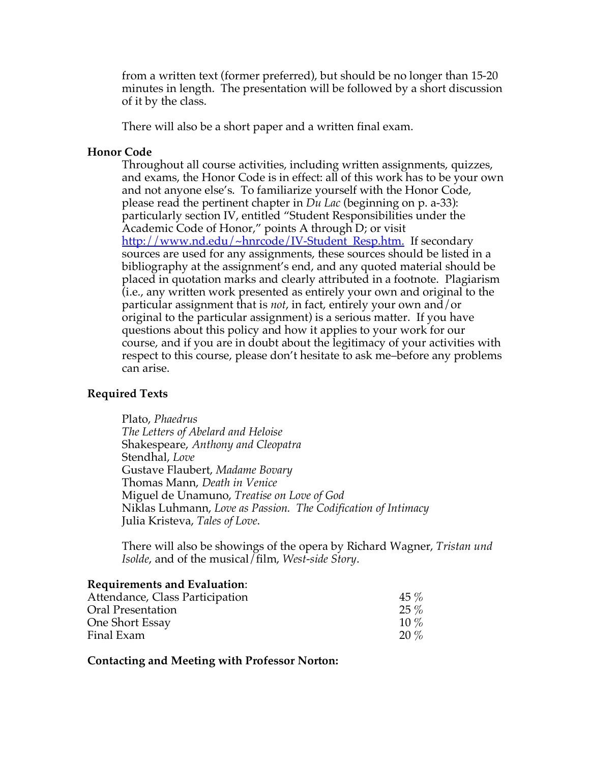from a written text (former preferred), but should be no longer than 15-20 minutes in length. The presentation will be followed by a short discussion of it by the class.

There will also be a short paper and a written final exam.

**Honor Code**

Throughout all course activities, including written assignments, quizzes, and exams, the Honor Code is in effect: all of this work has to be your own and not anyone else's. To familiarize yourself with the Honor Code, please read the pertinent chapter in *Du Lac* (beginning on p. a-33): particularly section IV, entitled "Student Responsibilities under the Academic Code of Honor," points A through D; or visit http://www.nd.edu/~hnrcode/IV-Student_Resp.htm. If secondary sources are used for any assignments, these sources should be listed in a bibliography at the assignment's end, and any quoted material should be placed in quotation marks and clearly attributed in a footnote. Plagiarism (i.e., any written work presented as entirely your own and original to the particular assignment that is *not*, in fact, entirely your own and/or original to the particular assignment) is a serious matter. If you have questions about this policy and how it applies to your work for our course, and if you are in doubt about the legitimacy of your activities with respect to this course, please don't hesitate to ask me–before any problems can arise.

**Required Texts**

Plato, *Phaedrus*
*The Letters of Abelard and Heloise*
Shakespeare, *Anthony and Cleopatra*
Stendhal, *Love*
Gustave Flaubert, *Madame Bovary*
Thomas Mann, *Death in Venice*
Miguel de Unamuno, *Treatise on Love of God*
Niklas Luhmann, *Love as Passion. The Codification of Intimacy*
Julia Kristeva, *Tales of Love*.

There will also be showings of the opera by Richard Wagner, *Tristan und Isolde*, and of the musical/film, *West-side Story*.

**Requirements and Evaluation**:

| | |
|---|---|
| Attendance, Class Participation | 45 % |
| Oral Presentation | 25 % |
| One Short Essay | 10 % |
| Final Exam | 20 % |

**Contacting and Meeting with Professor Norton:**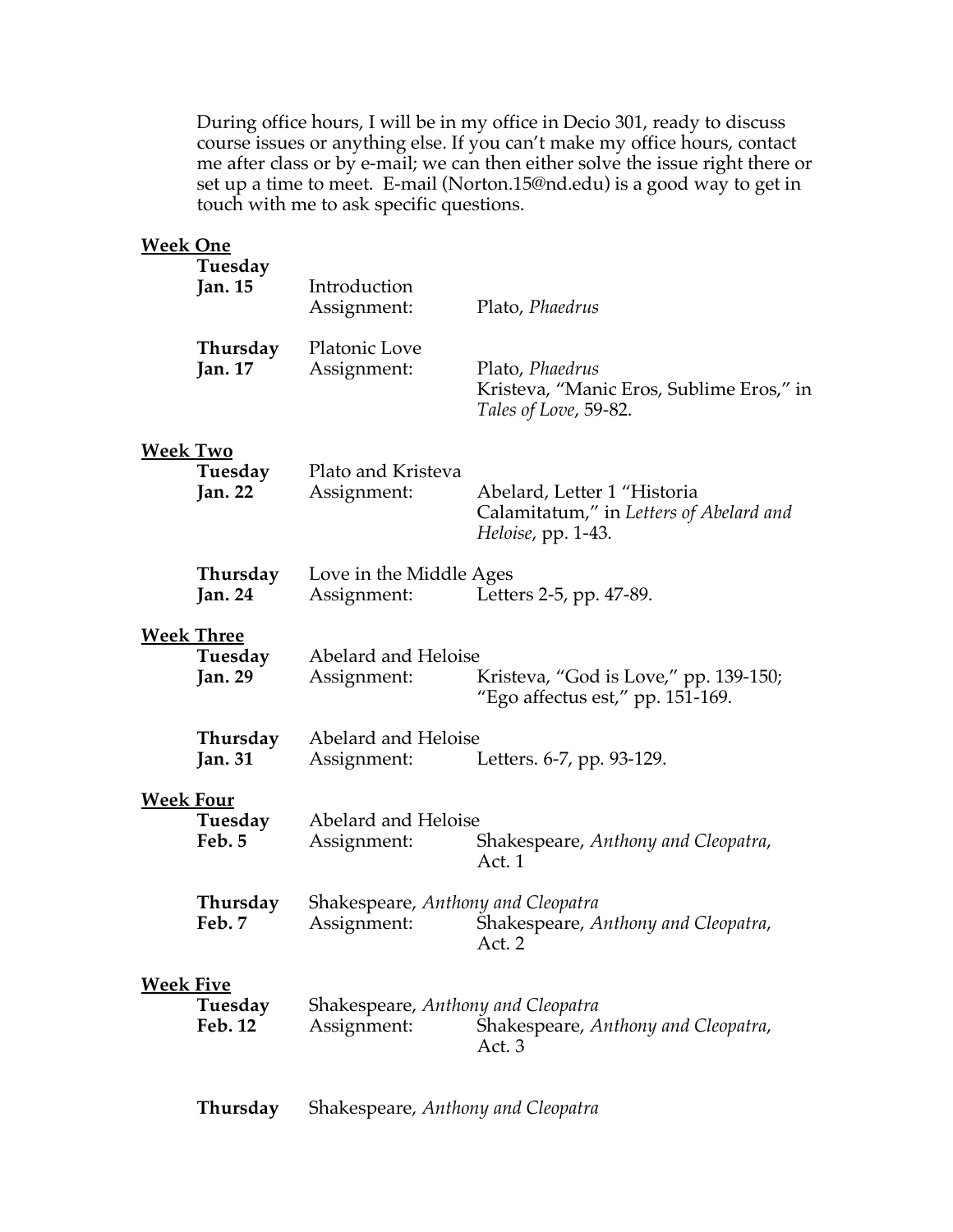During office hours, I will be in my office in Decio 301, ready to discuss course issues or anything else. If you can't make my office hours, contact me after class or by e-mail; we can then either solve the issue right there or set up a time to meet. E-mail (Norton.15@nd.edu) is a good way to get in touch with me to ask specific questions.

**Week One**

**Tuesday Jan. 15**
Introduction
Assignment: Plato, *Phaedrus*

**Thursday Jan. 17**
Platonic Love
Assignment: Plato, *Phaedrus*
Kristeva, "Manic Eros, Sublime Eros," in *Tales of Love*, 59-82.

**Week Two**

**Tuesday Jan. 22**
Plato and Kristeva
Assignment: Abelard, Letter 1 "Historia Calamitatum," in *Letters of Abelard and Heloise*, pp. 1-43.

**Thursday Jan. 24**
Love in the Middle Ages
Assignment: Letters 2-5, pp. 47-89.

**Week Three**

**Tuesday Jan. 29**
Abelard and Heloise
Assignment: Kristeva, "God is Love," pp. 139-150; "Ego affectus est," pp. 151-169.

**Thursday Jan. 31**
Abelard and Heloise
Assignment: Letters. 6-7, pp. 93-129.

**Week Four**

**Tuesday Feb. 5**
Abelard and Heloise
Assignment: Shakespeare, *Anthony and Cleopatra*, Act. 1

**Thursday Feb. 7**
Shakespeare, *Anthony and Cleopatra*
Assignment: Shakespeare, *Anthony and Cleopatra*, Act. 2

**Week Five**

**Tuesday Feb. 12**
Shakespeare, *Anthony and Cleopatra*
Assignment: Shakespeare, *Anthony and Cleopatra*, Act. 3

**Thursday**
Shakespeare, *Anthony and Cleopatra*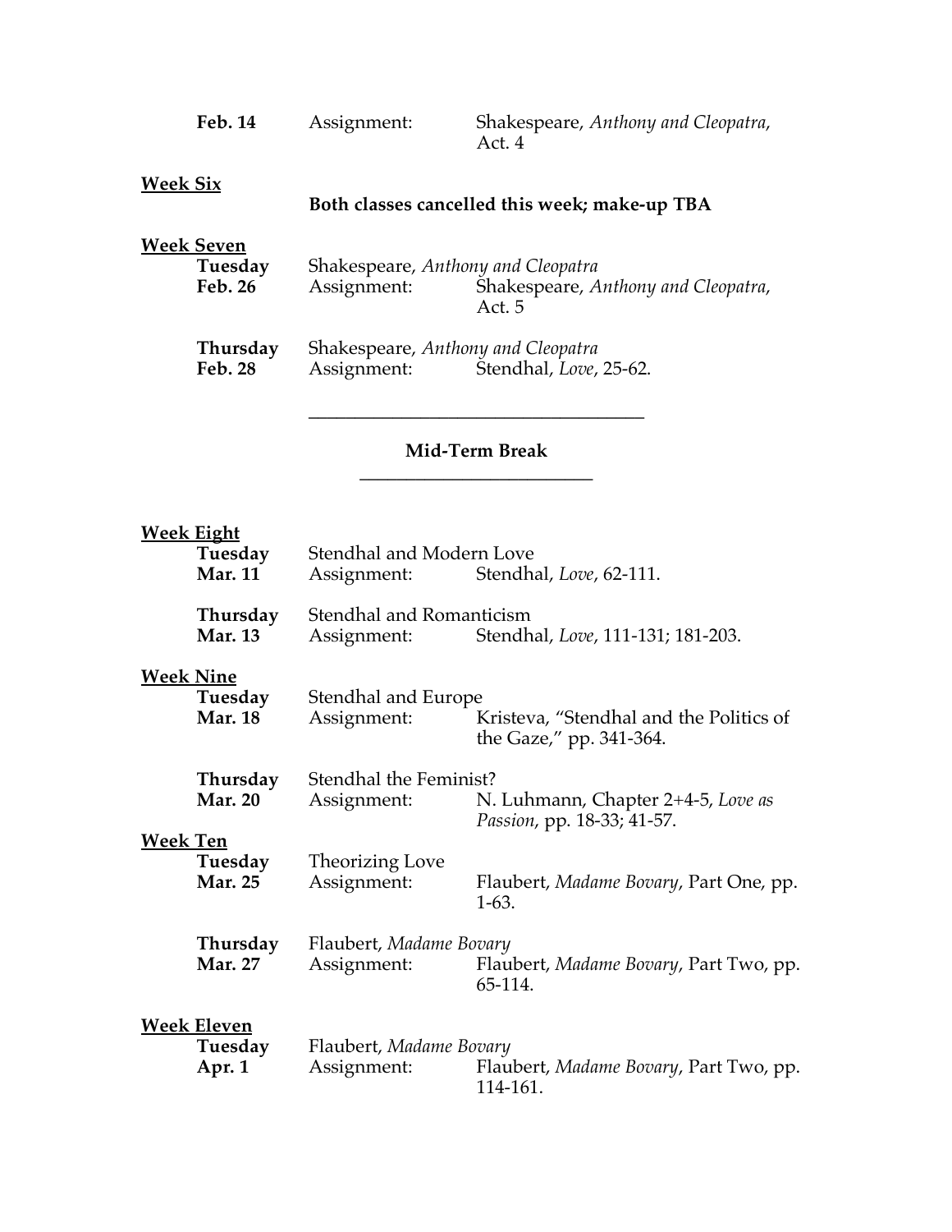**Feb. 14** Assignment: Shakespeare, *Anthony and Cleopatra*, Act. 4

**Week Six**

**Both classes cancelled this week; make-up TBA**

**Week Seven**

**Tuesday Feb. 26**
Shakespeare, *Anthony and Cleopatra*
Assignment: Shakespeare, *Anthony and Cleopatra*, Act. 5

**Thursday Feb. 28**
Shakespeare, *Anthony and Cleopatra*
Assignment: Stendhal, *Love*, 25-62.

---

**Mid-Term Break**

---

**Week Eight**

**Tuesday Mar. 11**
Stendhal and Modern Love
Assignment: Stendhal, *Love*, 62-111.

**Thursday Mar. 13**
Stendhal and Romanticism
Assignment: Stendhal, *Love*, 111-131; 181-203.

**Week Nine**

**Tuesday Mar. 18**
Stendhal and Europe
Assignment: Kristeva, "Stendhal and the Politics of the Gaze," pp. 341-364.

**Thursday Mar. 20**
Stendhal the Feminist?
Assignment: N. Luhmann, Chapter 2+4-5, *Love as Passion*, pp. 18-33; 41-57.

**Week Ten**

**Tuesday Mar. 25**
Theorizing Love
Assignment: Flaubert, *Madame Bovary*, Part One, pp. 1-63.

**Thursday Mar. 27**
Flaubert, *Madame Bovary*
Assignment: Flaubert, *Madame Bovary*, Part Two, pp. 65-114.

**Week Eleven**

**Tuesday Apr. 1**
Flaubert, *Madame Bovary*
Assignment: Flaubert, *Madame Bovary*, Part Two, pp. 114-161.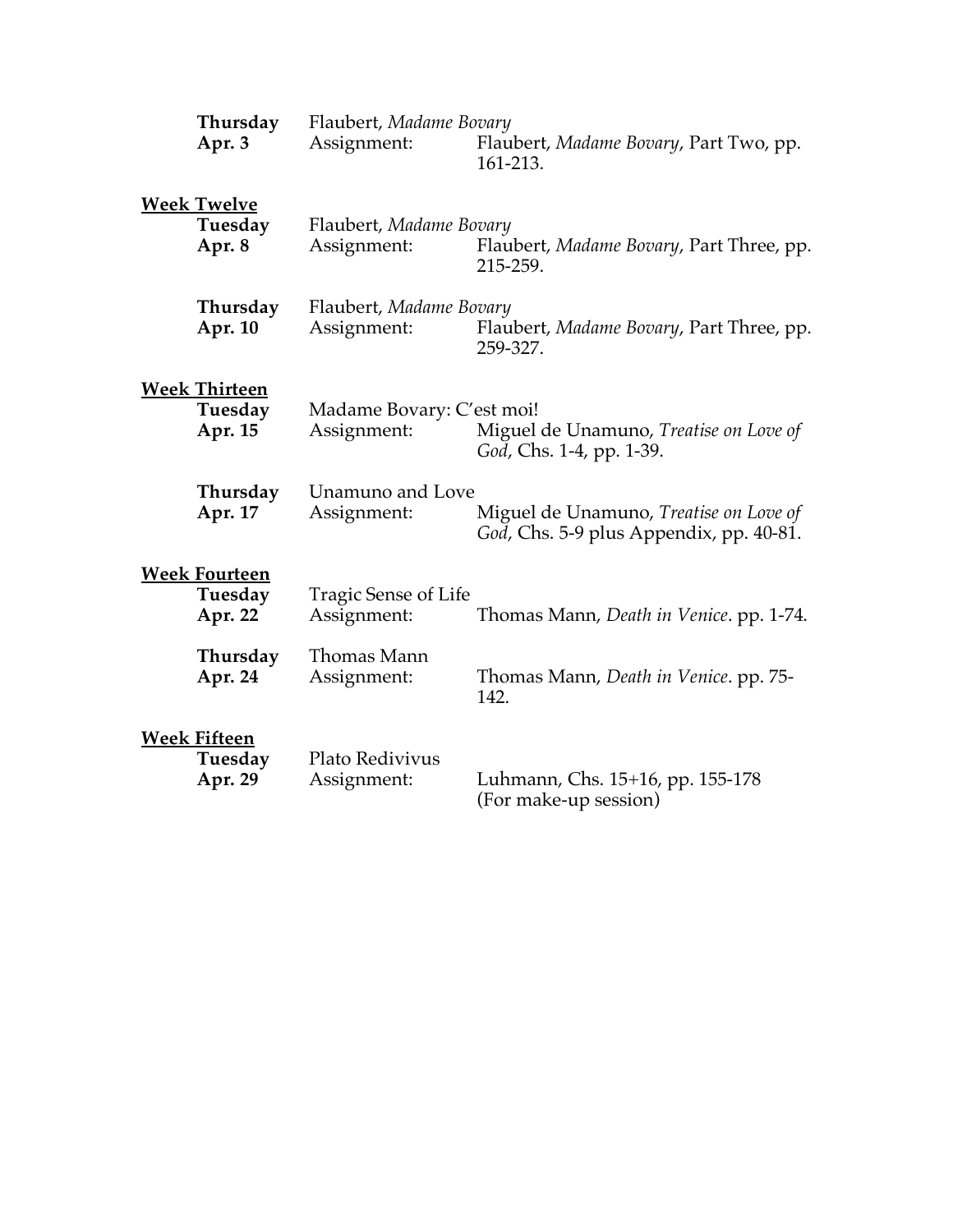**Thursday**
**Apr. 3**
Flaubert, *Madame Bovary*
Assignment: Flaubert, *Madame Bovary*, Part Two, pp. 161-213.

**Week Twelve**

**Tuesday**
**Apr. 8**
Flaubert, *Madame Bovary*
Assignment: Flaubert, *Madame Bovary*, Part Three, pp. 215-259.

**Thursday**
**Apr. 10**
Flaubert, *Madame Bovary*
Assignment: Flaubert, *Madame Bovary*, Part Three, pp. 259-327.

**Week Thirteen**

**Tuesday**
**Apr. 15**
Madame Bovary: C'est moi!
Assignment: Miguel de Unamuno, *Treatise on Love of God*, Chs. 1-4, pp. 1-39.

**Thursday**
**Apr. 17**
Unamuno and Love
Assignment: Miguel de Unamuno, *Treatise on Love of God*, Chs. 5-9 plus Appendix, pp. 40-81.

**Week Fourteen**

**Tuesday**
**Apr. 22**
Tragic Sense of Life
Assignment: Thomas Mann, *Death in Venice*. pp. 1-74.

**Thursday**
**Apr. 24**
Thomas Mann
Assignment: Thomas Mann, *Death in Venice*. pp. 75-142.

**Week Fifteen**

**Tuesday**
**Apr. 29**
Plato Redivivus
Assignment: Luhmann, Chs. 15+16, pp. 155-178 (For make-up session)